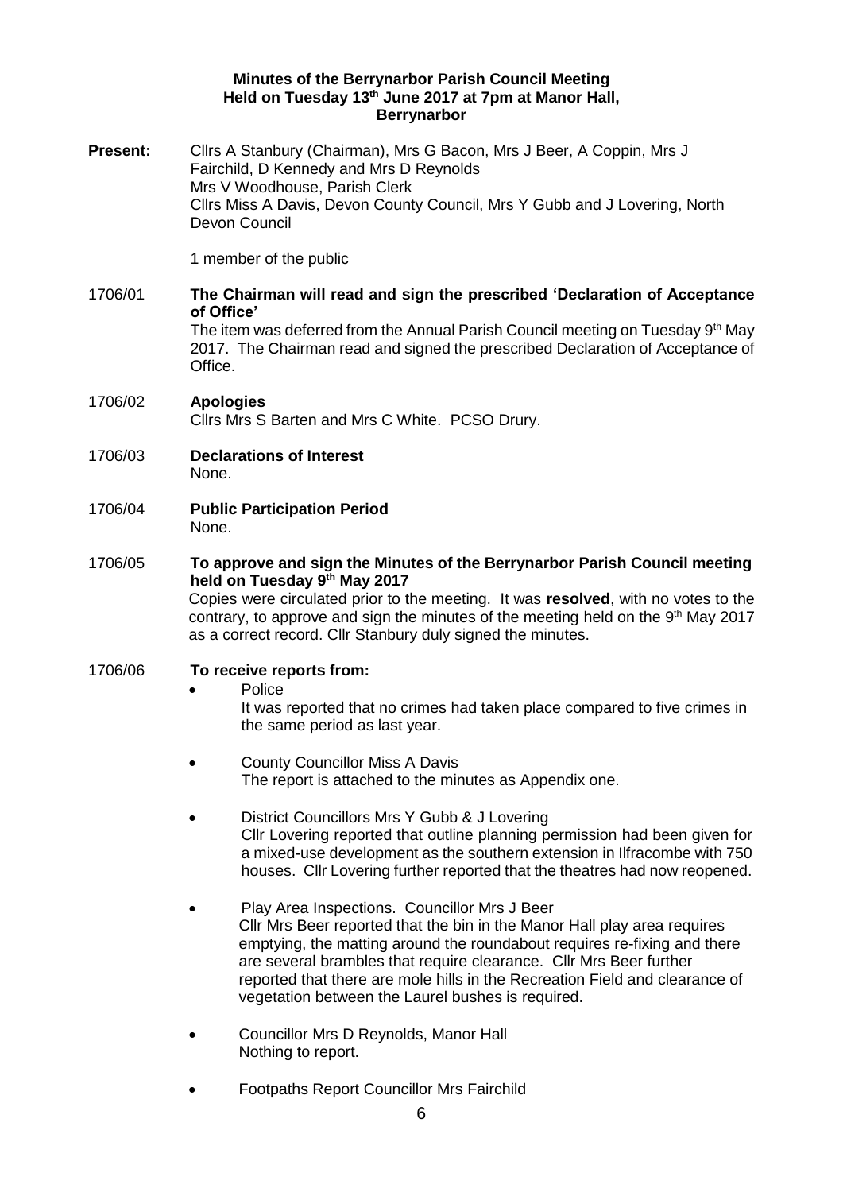**Minutes of the Berrynarbor Parish Council Meeting**
**Held on Tuesday 13th June 2017 at 7pm at Manor Hall, Berrynarbor**

**Present:** Cllrs A Stanbury (Chairman), Mrs G Bacon, Mrs J Beer, A Coppin, Mrs J Fairchild, D Kennedy and Mrs D Reynolds
Mrs V Woodhouse, Parish Clerk
Cllrs Miss A Davis, Devon County Council, Mrs Y Gubb and J Lovering, North Devon Council

1 member of the public

1706/01 **The Chairman will read and sign the prescribed 'Declaration of Acceptance of Office'**
The item was deferred from the Annual Parish Council meeting on Tuesday 9th May 2017. The Chairman read and signed the prescribed Declaration of Acceptance of Office.

1706/02 **Apologies**
Cllrs Mrs S Barten and Mrs C White. PCSO Drury.

1706/03 **Declarations of Interest**
None.

1706/04 **Public Participation Period**
None.

1706/05 **To approve and sign the Minutes of the Berrynarbor Parish Council meeting held on Tuesday 9th May 2017**
Copies were circulated prior to the meeting. It was **resolved**, with no votes to the contrary, to approve and sign the minutes of the meeting held on the 9th May 2017 as a correct record. Cllr Stanbury duly signed the minutes.

1706/06 **To receive reports from:**

- Police
  It was reported that no crimes had taken place compared to five crimes in the same period as last year.
- County Councillor Miss A Davis
  The report is attached to the minutes as Appendix one.
- District Councillors Mrs Y Gubb & J Lovering
  Cllr Lovering reported that outline planning permission had been given for a mixed-use development as the southern extension in Ilfracombe with 750 houses. Cllr Lovering further reported that the theatres had now reopened.
- Play Area Inspections. Councillor Mrs J Beer
  Cllr Mrs Beer reported that the bin in the Manor Hall play area requires emptying, the matting around the roundabout requires re-fixing and there are several brambles that require clearance. Cllr Mrs Beer further reported that there are mole hills in the Recreation Field and clearance of vegetation between the Laurel bushes is required.
- Councillor Mrs D Reynolds, Manor Hall
  Nothing to report.
- Footpaths Report Councillor Mrs Fairchild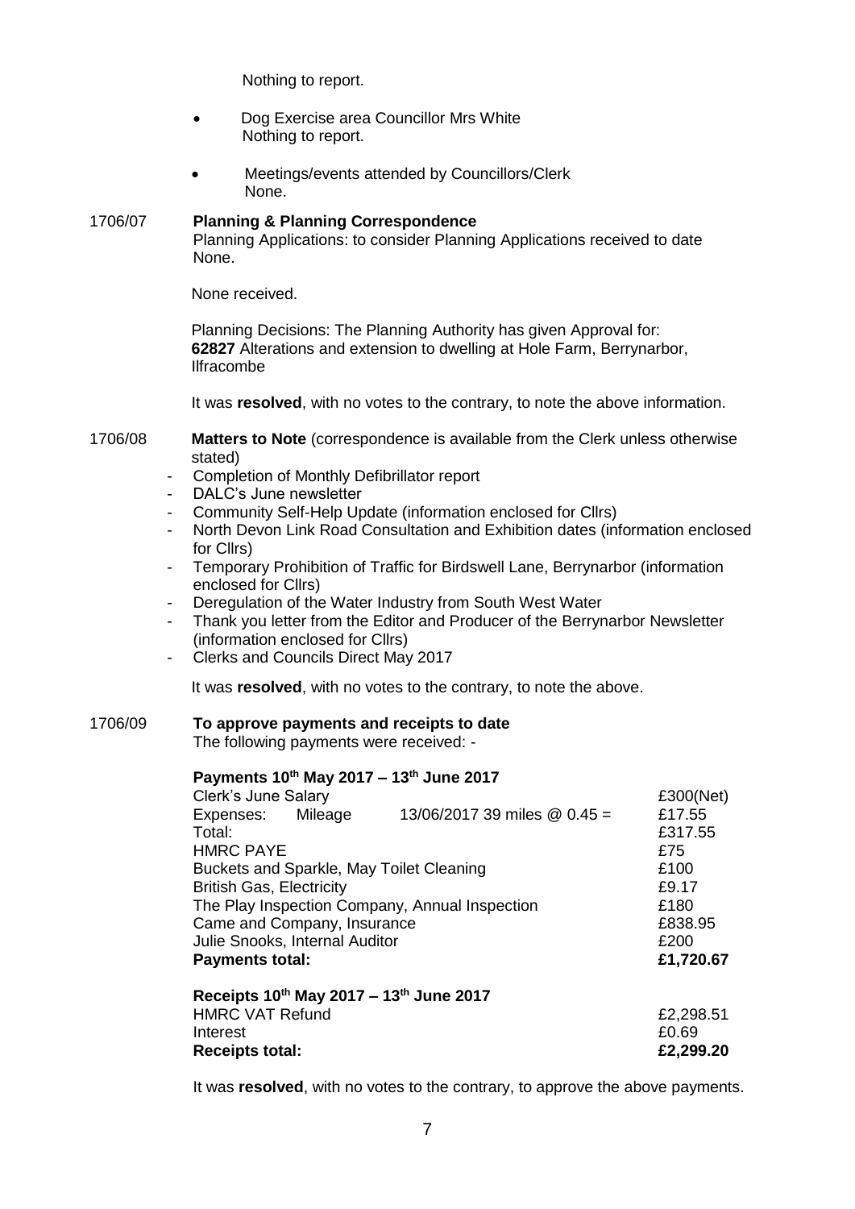Nothing to report.

- Dog Exercise area Councillor Mrs White
  Nothing to report.

- Meetings/events attended by Councillors/Clerk
  None.

**1706/07 Planning & Planning Correspondence**

Planning Applications: to consider Planning Applications received to date
None.

None received.

Planning Decisions: The Planning Authority has given Approval for:
**62827** Alterations and extension to dwelling at Hole Farm, Berrynarbor, Ilfracombe

It was **resolved**, with no votes to the contrary, to note the above information.

**1706/08 Matters to Note** (correspondence is available from the Clerk unless otherwise stated)

- Completion of Monthly Defibrillator report
- DALC's June newsletter
- Community Self-Help Update (information enclosed for Cllrs)
- North Devon Link Road Consultation and Exhibition dates (information enclosed for Cllrs)
- Temporary Prohibition of Traffic for Birdswell Lane, Berrynarbor (information enclosed for Cllrs)
- Deregulation of the Water Industry from South West Water
- Thank you letter from the Editor and Producer of the Berrynarbor Newsletter (information enclosed for Cllrs)
- Clerks and Councils Direct May 2017

It was **resolved**, with no votes to the contrary, to note the above.

**1706/09 To approve payments and receipts to date**

The following payments were received: -

**Payments 10th May 2017 – 13th June 2017**

| | |
|---|---|
| Clerk's June Salary | £300(Net) |
| Expenses: Mileage 13/06/2017 39 miles @ 0.45 = | £17.55 |
| Total: | £317.55 |
| HMRC PAYE | £75 |
| Buckets and Sparkle, May Toilet Cleaning | £100 |
| British Gas, Electricity | £9.17 |
| The Play Inspection Company, Annual Inspection | £180 |
| Came and Company, Insurance | £838.95 |
| Julie Snooks, Internal Auditor | £200 |
| **Payments total:** | **£1,720.67** |

**Receipts 10th May 2017 – 13th June 2017**

| | |
|---|---|
| HMRC VAT Refund | £2,298.51 |
| Interest | £0.69 |
| **Receipts total:** | **£2,299.20** |

It was **resolved**, with no votes to the contrary, to approve the above payments.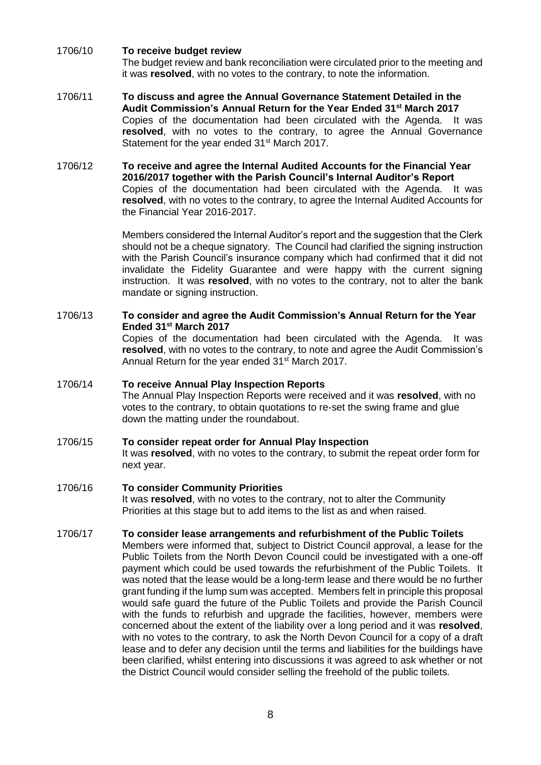**1706/10 To receive budget review**

The budget review and bank reconciliation were circulated prior to the meeting and it was **resolved**, with no votes to the contrary, to note the information.

**1706/11 To discuss and agree the Annual Governance Statement Detailed in the Audit Commission's Annual Return for the Year Ended 31st March 2017**

Copies of the documentation had been circulated with the Agenda. It was **resolved**, with no votes to the contrary, to agree the Annual Governance Statement for the year ended 31st March 2017.

**1706/12 To receive and agree the Internal Audited Accounts for the Financial Year 2016/2017 together with the Parish Council's Internal Auditor's Report**

Copies of the documentation had been circulated with the Agenda. It was **resolved**, with no votes to the contrary, to agree the Internal Audited Accounts for the Financial Year 2016-2017.

Members considered the Internal Auditor's report and the suggestion that the Clerk should not be a cheque signatory. The Council had clarified the signing instruction with the Parish Council's insurance company which had confirmed that it did not invalidate the Fidelity Guarantee and were happy with the current signing instruction. It was **resolved**, with no votes to the contrary, not to alter the bank mandate or signing instruction.

**1706/13 To consider and agree the Audit Commission's Annual Return for the Year Ended 31st March 2017**

Copies of the documentation had been circulated with the Agenda. It was **resolved**, with no votes to the contrary, to note and agree the Audit Commission's Annual Return for the year ended 31st March 2017.

**1706/14 To receive Annual Play Inspection Reports**

The Annual Play Inspection Reports were received and it was **resolved**, with no votes to the contrary, to obtain quotations to re-set the swing frame and glue down the matting under the roundabout.

**1706/15 To consider repeat order for Annual Play Inspection**

It was **resolved**, with no votes to the contrary, to submit the repeat order form for next year.

**1706/16 To consider Community Priorities**

It was **resolved**, with no votes to the contrary, not to alter the Community Priorities at this stage but to add items to the list as and when raised.

**1706/17 To consider lease arrangements and refurbishment of the Public Toilets**

Members were informed that, subject to District Council approval, a lease for the Public Toilets from the North Devon Council could be investigated with a one-off payment which could be used towards the refurbishment of the Public Toilets. It was noted that the lease would be a long-term lease and there would be no further grant funding if the lump sum was accepted. Members felt in principle this proposal would safe guard the future of the Public Toilets and provide the Parish Council with the funds to refurbish and upgrade the facilities, however, members were concerned about the extent of the liability over a long period and it was **resolved**, with no votes to the contrary, to ask the North Devon Council for a copy of a draft lease and to defer any decision until the terms and liabilities for the buildings have been clarified, whilst entering into discussions it was agreed to ask whether or not the District Council would consider selling the freehold of the public toilets.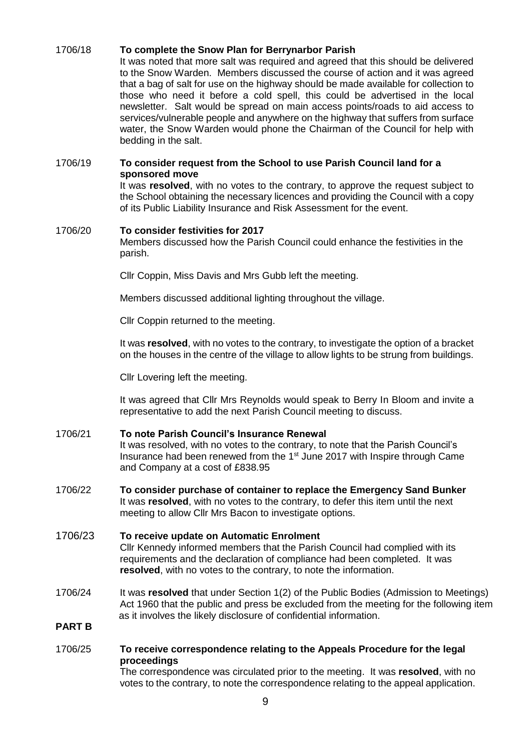1706/18 **To complete the Snow Plan for Berrynarbor Parish**

It was noted that more salt was required and agreed that this should be delivered to the Snow Warden. Members discussed the course of action and it was agreed that a bag of salt for use on the highway should be made available for collection to those who need it before a cold spell, this could be advertised in the local newsletter. Salt would be spread on main access points/roads to aid access to services/vulnerable people and anywhere on the highway that suffers from surface water, the Snow Warden would phone the Chairman of the Council for help with bedding in the salt.

1706/19 **To consider request from the School to use Parish Council land for a sponsored move**

It was **resolved**, with no votes to the contrary, to approve the request subject to the School obtaining the necessary licences and providing the Council with a copy of its Public Liability Insurance and Risk Assessment for the event.

1706/20 **To consider festivities for 2017**

Members discussed how the Parish Council could enhance the festivities in the parish.

Cllr Coppin, Miss Davis and Mrs Gubb left the meeting.

Members discussed additional lighting throughout the village.

Cllr Coppin returned to the meeting.

It was **resolved**, with no votes to the contrary, to investigate the option of a bracket on the houses in the centre of the village to allow lights to be strung from buildings.

Cllr Lovering left the meeting.

It was agreed that Cllr Mrs Reynolds would speak to Berry In Bloom and invite a representative to add the next Parish Council meeting to discuss.

1706/21 **To note Parish Council's Insurance Renewal**

It was resolved, with no votes to the contrary, to note that the Parish Council's Insurance had been renewed from the 1st June 2017 with Inspire through Came and Company at a cost of £838.95

1706/22 **To consider purchase of container to replace the Emergency Sand Bunker**

It was **resolved**, with no votes to the contrary, to defer this item until the next meeting to allow Cllr Mrs Bacon to investigate options.

1706/23 **To receive update on Automatic Enrolment**

Cllr Kennedy informed members that the Parish Council had complied with its requirements and the declaration of compliance had been completed. It was **resolved**, with no votes to the contrary, to note the information.

1706/24 It was **resolved** that under Section 1(2) of the Public Bodies (Admission to Meetings) Act 1960 that the public and press be excluded from the meeting for the following item as it involves the likely disclosure of confidential information.

**PART B**

1706/25 **To receive correspondence relating to the Appeals Procedure for the legal proceedings**

The correspondence was circulated prior to the meeting. It was **resolved**, with no votes to the contrary, to note the correspondence relating to the appeal application.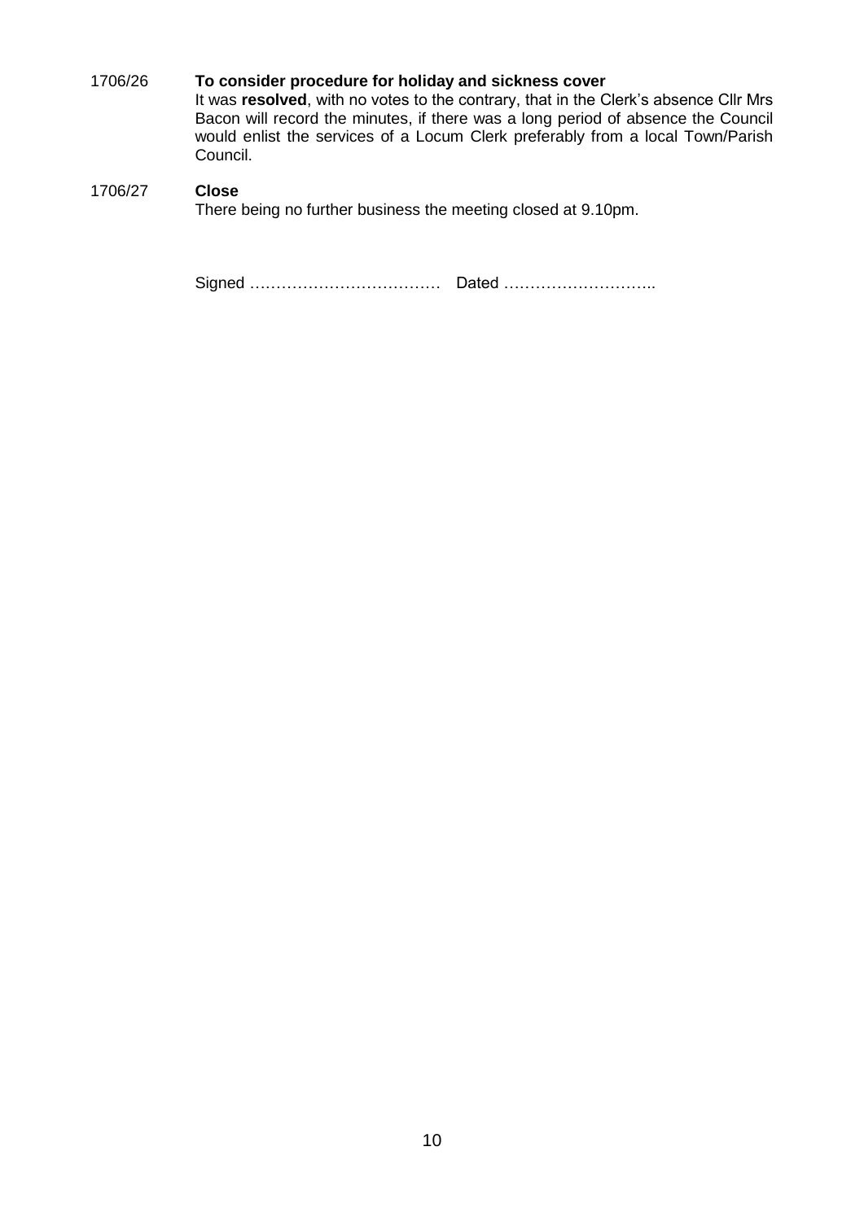1706/26 **To consider procedure for holiday and sickness cover**

It was **resolved**, with no votes to the contrary, that in the Clerk's absence Cllr Mrs Bacon will record the minutes, if there was a long period of absence the Council would enlist the services of a Locum Clerk preferably from a local Town/Parish Council.

1706/27 **Close**

There being no further business the meeting closed at 9.10pm.

Signed ……………………………… Dated ………………………..